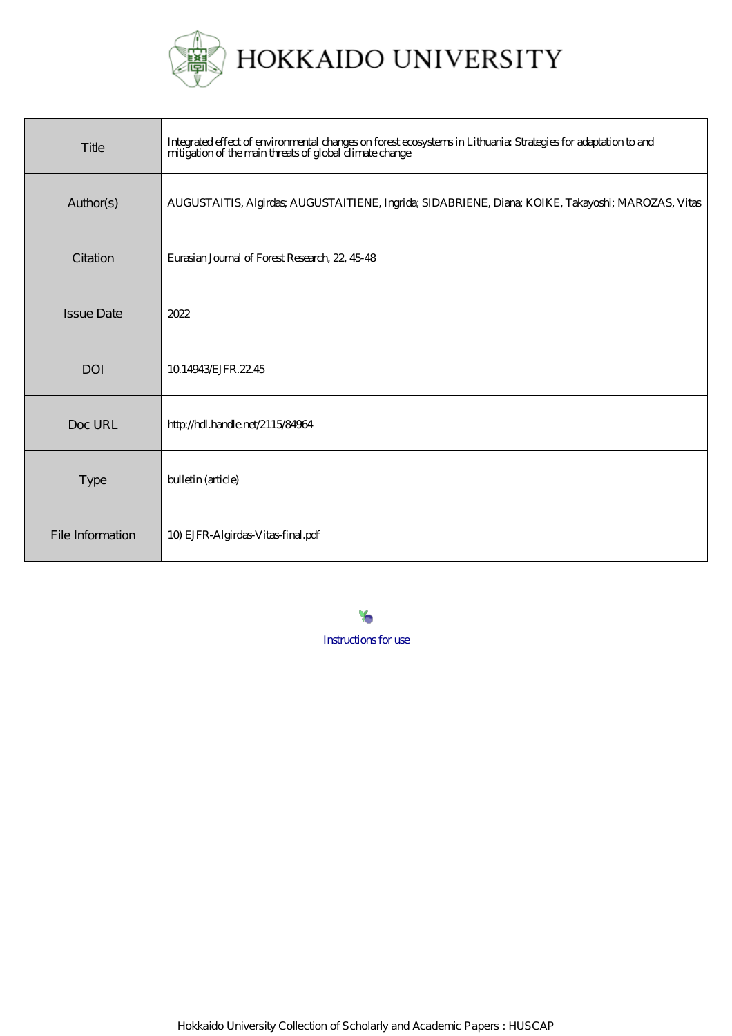# HOKKAIDO UNIVERSITY

| | |
|---|---|
| Title | Integrated effect of environmental changes on forest ecosystems in Lithuania: Strategies for adaptation to and mitigation of the main threats of global climate change |
| Author(s) | AUGUSTAITIS, Algirdas; AUGUSTAITIENE, Ingrida; SIDABRIENE, Diana; KOIKE, Takayoshi; MAROZAS, Vitas |
| Citation | Eurasian Journal of Forest Research, 22, 45-48 |
| Issue Date | 2022 |
| DOI | 10.14943/EJFR.22.45 |
| Doc URL | http://hdl.handle.net/2115/84964 |
| Type | bulletin (article) |
| File Information | 10) EJFR-Algirdas-Vitas-final.pdf |

Instructions for use

Hokkaido University Collection of Scholarly and Academic Papers : HUSCAP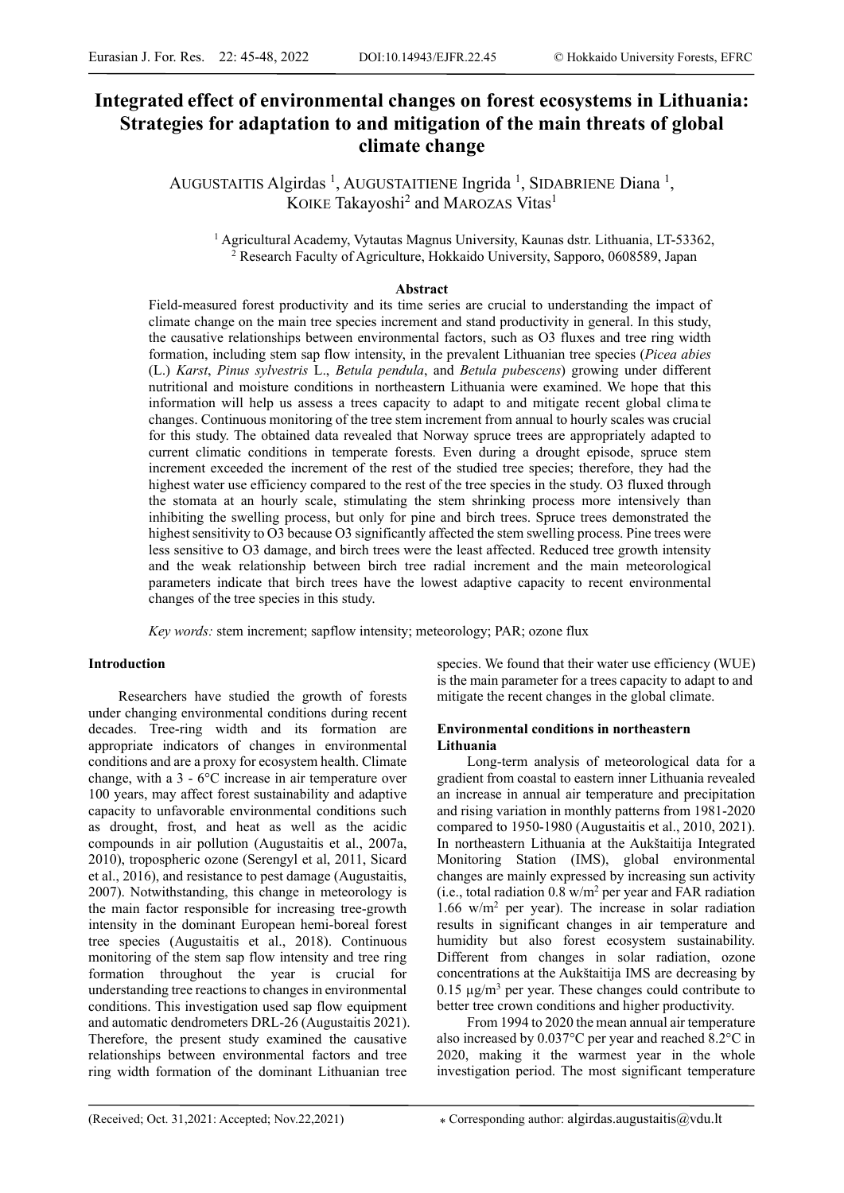# Integrated effect of environmental changes on forest ecosystems in Lithuania: Strategies for adaptation to and mitigation of the main threats of global climate change

AUGUSTAITIS Algirdas [1], AUGUSTAITIENE Ingrida [1], SIDABRIENE Diana [1], KOIKE Takayoshi[2] and MAROZAS Vitas[1]

[1] Agricultural Academy, Vytautas Magnus University, Kaunas dstr. Lithuania, LT-53362,
[2] Research Faculty of Agriculture, Hokkaido University, Sapporo, 0608589, Japan

## Abstract

Field-measured forest productivity and its time series are crucial to understanding the impact of climate change on the main tree species increment and stand productivity in general. In this study, the causative relationships between environmental factors, such as O3 fluxes and tree ring width formation, including stem sap flow intensity, in the prevalent Lithuanian tree species (*Picea abies* (L.) *Karst*, *Pinus sylvestris* L., *Betula pendula*, and *Betula pubescens*) growing under different nutritional and moisture conditions in northeastern Lithuania were examined. We hope that this information will help us assess a trees capacity to adapt to and mitigate recent global clima te changes. Continuous monitoring of the tree stem increment from annual to hourly scales was crucial for this study. The obtained data revealed that Norway spruce trees are appropriately adapted to current climatic conditions in temperate forests. Even during a drought episode, spruce stem increment exceeded the increment of the rest of the studied tree species; therefore, they had the highest water use efficiency compared to the rest of the tree species in the study. O3 fluxed through the stomata at an hourly scale, stimulating the stem shrinking process more intensively than inhibiting the swelling process, but only for pine and birch trees. Spruce trees demonstrated the highest sensitivity to O3 because O3 significantly affected the stem swelling process. Pine trees were less sensitive to O3 damage, and birch trees were the least affected. Reduced tree growth intensity and the weak relationship between birch tree radial increment and the main meteorological parameters indicate that birch trees have the lowest adaptive capacity to recent environmental changes of the tree species in this study.

*Key words:* stem increment; sapflow intensity; meteorology; PAR; ozone flux

## Introduction

Researchers have studied the growth of forests under changing environmental conditions during recent decades. Tree-ring width and its formation are appropriate indicators of changes in environmental conditions and are a proxy for ecosystem health. Climate change, with a 3 - 6°C increase in air temperature over 100 years, may affect forest sustainability and adaptive capacity to unfavorable environmental conditions such as drought, frost, and heat as well as the acidic compounds in air pollution (Augustaitis et al., 2007a, 2010), tropospheric ozone (Serengyl et al, 2011, Sicard et al., 2016), and resistance to pest damage (Augustaitis, 2007). Notwithstanding, this change in meteorology is the main factor responsible for increasing tree-growth intensity in the dominant European hemi-boreal forest tree species (Augustaitis et al., 2018). Continuous monitoring of the stem sap flow intensity and tree ring formation throughout the year is crucial for understanding tree reactions to changes in environmental conditions. This investigation used sap flow equipment and automatic dendrometers DRL-26 (Augustaitis 2021). Therefore, the present study examined the causative relationships between environmental factors and tree ring width formation of the dominant Lithuanian tree species. We found that their water use efficiency (WUE) is the main parameter for a trees capacity to adapt to and mitigate the recent changes in the global climate.

## Environmental conditions in northeastern Lithuania

Long-term analysis of meteorological data for a gradient from coastal to eastern inner Lithuania revealed an increase in annual air temperature and precipitation and rising variation in monthly patterns from 1981-2020 compared to 1950-1980 (Augustaitis et al., 2010, 2021). In northeastern Lithuania at the Aukštaitija Integrated Monitoring Station (IMS), global environmental changes are mainly expressed by increasing sun activity (i.e., total radiation 0.8 w/m$^2$ per year and FAR radiation 1.66 w/m$^2$ per year). The increase in solar radiation results in significant changes in air temperature and humidity but also forest ecosystem sustainability. Different from changes in solar radiation, ozone concentrations at the Aukštaitija IMS are decreasing by 0.15 µg/m$^3$ per year. These changes could contribute to better tree crown conditions and higher productivity.

From 1994 to 2020 the mean annual air temperature also increased by 0.037°C per year and reached 8.2°C in 2020, making it the warmest year in the whole investigation period. The most significant temperature

(Received; Oct. 31,2021: Accepted; Nov.22,2021)

* Corresponding author: algirdas.augustaitis@vdu.lt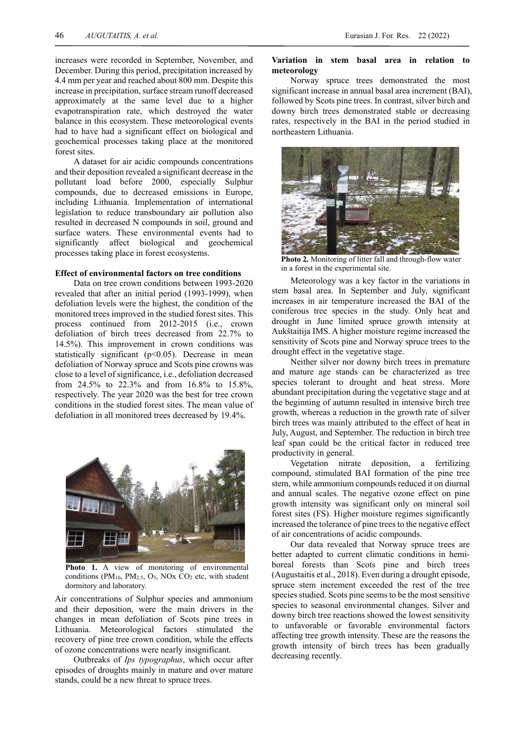increases were recorded in September, November, and December. During this period, precipitation increased by 4.4 mm per year and reached about 800 mm. Despite this increase in precipitation, surface stream runoff decreased approximately at the same level due to a higher evapotranspiration rate, which destroyed the water balance in this ecosystem. These meteorological events had to have had a significant effect on biological and geochemical processes taking place at the monitored forest sites.

A dataset for air acidic compounds concentrations and their deposition revealed a significant decrease in the pollutant load before 2000, especially Sulphur compounds, due to decreased emissions in Europe, including Lithuania. Implementation of international legislation to reduce transboundary air pollution also resulted in decreased N compounds in soil, ground and surface waters. These environmental events had to significantly affect biological and geochemical processes taking place in forest ecosystems.

**Effect of environmental factors on tree conditions**

Data on tree crown conditions between 1993-2020 revealed that after an initial period (1993-1999), when defoliation levels were the highest, the condition of the monitored trees improved in the studied forest sites. This process continued from 2012-2015 (i.e., crown defoliation of birch trees decreased from 22.7% to 14.5%). This improvement in crown conditions was statistically significant ($p<0.05$). Decrease in mean defoliation of Norway spruce and Scots pine crowns was close to a level of significance, i.e., defoliation decreased from 24.5% to 22.3% and from 16.8% to 15.8%, respectively. The year 2020 was the best for tree crown conditions in the studied forest sites. The mean value of defoliation in all monitored trees decreased by 19.4%.

**Photo 1.** A view of monitoring of environmental conditions ($PM_{10}$, $PM_{2.5}$, $O_3$, NOx $CO_2$ etc, with student dormitory and laboratory.

Air concentrations of Sulphur species and ammonium and their deposition, were the main drivers in the changes in mean defoliation of Scots pine trees in Lithuania. Meteorological factors stimulated the recovery of pine tree crown condition, while the effects of ozone concentrations were nearly insignificant.

Outbreaks of *Ips typographus*, which occur after episodes of droughts mainly in mature and over mature stands, could be a new threat to spruce trees.

**Variation in stem basal area in relation to meteorology**

Norway spruce trees demonstrated the most significant increase in annual basal area increment (BAI), followed by Scots pine trees. In contrast, silver birch and downy birch trees demonstrated stable or decreasing rates, respectively in the BAI in the period studied in northeastern Lithuania.

**Photo 2.** Monitoring of litter fall and through-flow water in a forest in the experimental site.

Meteorology was a key factor in the variations in stem basal area. In September and July, significant increases in air temperature increased the BAI of the coniferous tree species in the study. Only heat and drought in June limited spruce growth intensity at Aukštaitija IMS. A higher moisture regime increased the sensitivity of Scots pine and Norway spruce trees to the drought effect in the vegetative stage.

Neither silver nor downy birch trees in premature and mature age stands can be characterized as tree species tolerant to drought and heat stress. More abundant precipitation during the vegetative stage and at the beginning of autumn resulted in intensive birch tree growth, whereas a reduction in the growth rate of silver birch trees was mainly attributed to the effect of heat in July, August, and September. The reduction in birch tree leaf span could be the critical factor in reduced tree productivity in general.

Vegetation nitrate deposition, a fertilizing compound, stimulated BAI formation of the pine tree stem, while ammonium compounds reduced it on diurnal and annual scales. The negative ozone effect on pine growth intensity was significant only on mineral soil forest sites (FS). Higher moisture regimes significantly increased the tolerance of pine trees to the negative effect of air concentrations of acidic compounds.

Our data revealed that Norway spruce trees are better adapted to current climatic conditions in hemi-boreal forests than Scots pine and birch trees (Augustaitis et al., 2018). Even during a drought episode, spruce stem increment exceeded the rest of the tree species studied. Scots pine seems to be the most sensitive species to seasonal environmental changes. Silver and downy birch tree reactions showed the lowest sensitivity to unfavorable or favorable environmental factors affecting tree growth intensity. These are the reasons the growth intensity of birch trees has been gradually decreasing recently.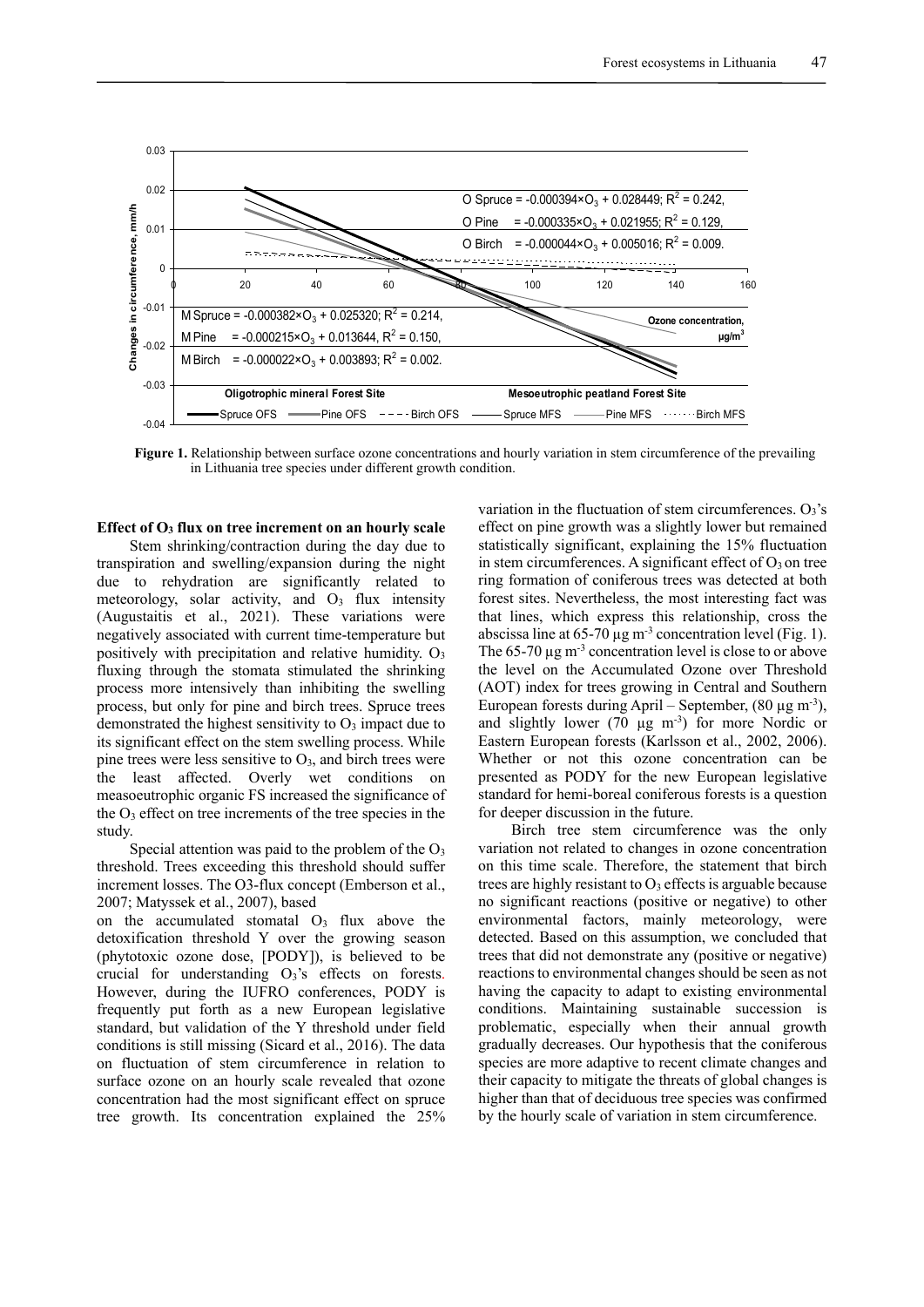Figure 1. Relationship between surface ozone concentrations and hourly variation in stem circumference of the prevailing in Lithuania tree species under different growth condition.

**Effect of $O_3$ flux on tree increment on an hourly scale**

Stem shrinking/contraction during the day due to transpiration and swelling/expansion during the night due to rehydration are significantly related to meteorology, solar activity, and $O_3$ flux intensity (Augustaitis et al., 2021). These variations were negatively associated with current time-temperature but positively with precipitation and relative humidity. $O_3$ fluxing through the stomata stimulated the shrinking process more intensively than inhibiting the swelling process, but only for pine and birch trees. Spruce trees demonstrated the highest sensitivity to $O_3$ impact due to its significant effect on the stem swelling process. While pine trees were less sensitive to $O_3$, and birch trees were the least affected. Overly wet conditions on measoeutrophic organic FS increased the significance of the $O_3$ effect on tree increments of the tree species in the study.

Special attention was paid to the problem of the $O_3$ threshold. Trees exceeding this threshold should suffer increment losses. The O3-flux concept (Emberson et al., 2007; Matyssek et al., 2007), based on the accumulated stomatal $O_3$ flux above the detoxification threshold Y over the growing season (phytotoxic ozone dose, [PODY]), is believed to be crucial for understanding $O_3$'s effects on forests. However, during the IUFRO conferences, PODY is frequently put forth as a new European legislative standard, but validation of the Y threshold under field conditions is still missing (Sicard et al., 2016). The data on fluctuation of stem circumference in relation to surface ozone on an hourly scale revealed that ozone concentration had the most significant effect on spruce tree growth. Its concentration explained the 25% variation in the fluctuation of stem circumferences. $O_3$'s effect on pine growth was a slightly lower but remained statistically significant, explaining the 15% fluctuation in stem circumferences. A significant effect of $O_3$ on tree ring formation of coniferous trees was detected at both forest sites. Nevertheless, the most interesting fact was that lines, which express this relationship, cross the abscissa line at 65-70 µg m$^{-3}$ concentration level (Fig. 1). The 65-70 µg m$^{-3}$ concentration level is close to or above the level on the Accumulated Ozone over Threshold (AOT) index for trees growing in Central and Southern European forests during April – September, (80 µg m$^{-3}$), and slightly lower (70 µg m$^{-3}$) for more Nordic or Eastern European forests (Karlsson et al., 2002, 2006). Whether or not this ozone concentration can be presented as PODY for the new European legislative standard for hemi-boreal coniferous forests is a question for deeper discussion in the future.

Birch tree stem circumference was the only variation not related to changes in ozone concentration on this time scale. Therefore, the statement that birch trees are highly resistant to $O_3$ effects is arguable because no significant reactions (positive or negative) to other environmental factors, mainly meteorology, were detected. Based on this assumption, we concluded that trees that did not demonstrate any (positive or negative) reactions to environmental changes should be seen as not having the capacity to adapt to existing environmental conditions. Maintaining sustainable succession is problematic, especially when their annual growth gradually decreases. Our hypothesis that the coniferous species are more adaptive to recent climate changes and their capacity to mitigate the threats of global changes is higher than that of deciduous tree species was confirmed by the hourly scale of variation in stem circumference.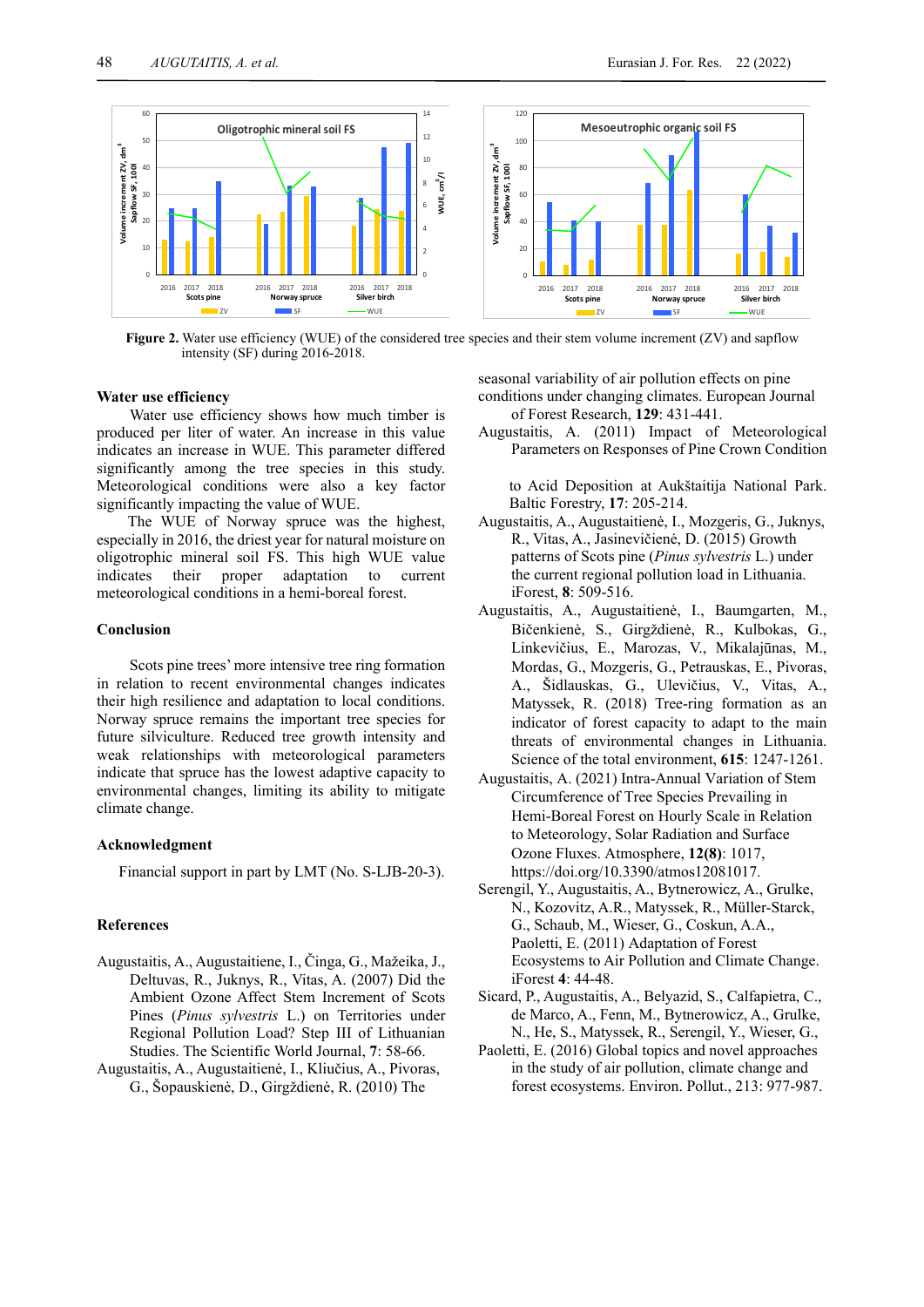Oligotrophic mineral soil FS

Volume increment ZV, dm$^3$
Sapflow SF, 100l

WUE, cm$^3$/l

60
50
40
30
20
10
0

14
12
10
8
6
4
2
0

2016 2017 2018
Scots pine

2016 2017 2018
Norway spruce

2016 2017 2018
Silver birch

ZV SF WUE

Mesoeutrophic organic soil FS

Volume increment ZV, dm$^3$
Sapflow SF, 100l

120
100
80
60
40
20
0

2016 2017 2018
Scots pine

2016 2017 2018
Norway spruce

2016 2017 2018
Silver birch

ZV SF WUE

**Figure 2.** Water use efficiency (WUE) of the considered tree species and their stem volume increment (ZV) and sapflow intensity (SF) during 2016-2018.

### Water use efficiency

Water use efficiency shows how much timber is produced per liter of water. An increase in this value indicates an increase in WUE. This parameter differed significantly among the tree species in this study. Meteorological conditions were also a key factor significantly impacting the value of WUE.

The WUE of Norway spruce was the highest, especially in 2016, the driest year for natural moisture on oligotrophic mineral soil FS. This high WUE value indicates their proper adaptation to current meteorological conditions in a hemi-boreal forest.

### Conclusion

Scots pine trees' more intensive tree ring formation in relation to recent environmental changes indicates their high resilience and adaptation to local conditions. Norway spruce remains the important tree species for future silviculture. Reduced tree growth intensity and weak relationships with meteorological parameters indicate that spruce has the lowest adaptive capacity to environmental changes, limiting its ability to mitigate climate change.

### Acknowledgment

Financial support in part by LMT (No. S-LJB-20-3).

### References

Augustaitis, A., Augustaitiene, I., Činga, G., Mažeika, J., Deltuvas, R., Juknys, R., Vitas, A. (2007) Did the Ambient Ozone Affect Stem Increment of Scots Pines (*Pinus sylvestris* L.) on Territories under Regional Pollution Load? Step III of Lithuanian Studies. The Scientific World Journal, **7**: 58-66.

Augustaitis, A., Augustaitienė, I., Kliučius, A., Pivoras, G., Šopauskienė, D., Girgždienė, R. (2010) The seasonal variability of air pollution effects on pine conditions under changing climates. European Journal of Forest Research, **129**: 431-441.

Augustaitis, A. (2011) Impact of Meteorological Parameters on Responses of Pine Crown Condition to Acid Deposition at Aukštaitija National Park. Baltic Forestry, **17**: 205-214.

Augustaitis, A., Augustaitienė, I., Mozgeris, G., Juknys, R., Vitas, A., Jasinevičienė, D. (2015) Growth patterns of Scots pine (*Pinus sylvestris* L.) under the current regional pollution load in Lithuania. iForest, **8**: 509-516.

Augustaitis, A., Augustaitienė, I., Baumgarten, M., Bičenkienė, S., Girgždienė, R., Kulbokas, G., Linkevičius, E., Marozas, V., Mikalajūnas, M., Mordas, G., Mozgeris, G., Petrauskas, E., Pivoras, A., Šidlauskas, G., Ulevičius, V., Vitas, A., Matyssek, R. (2018) Tree-ring formation as an indicator of forest capacity to adapt to the main threats of environmental changes in Lithuania. Science of the total environment, **615**: 1247-1261.

Augustaitis, A. (2021) Intra-Annual Variation of Stem Circumference of Tree Species Prevailing in Hemi-Boreal Forest on Hourly Scale in Relation to Meteorology, Solar Radiation and Surface Ozone Fluxes. Atmosphere, **12(8)**: 1017, https://doi.org/10.3390/atmos12081017.

Serengil, Y., Augustaitis, A., Bytnerowicz, A., Grulke, N., Kozovitz, A.R., Matyssek, R., Müller-Starck, G., Schaub, M., Wieser, G., Coskun, A.A., Paoletti, E. (2011) Adaptation of Forest Ecosystems to Air Pollution and Climate Change. iForest **4**: 44-48.

Sicard, P., Augustaitis, A., Belyazid, S., Calfapietra, C., de Marco, A., Fenn, M., Bytnerowicz, A., Grulke, N., He, S., Matyssek, R., Serengil, Y., Wieser, G., Paoletti, E. (2016) Global topics and novel approaches in the study of air pollution, climate change and forest ecosystems. Environ. Pollut., 213: 977-987.